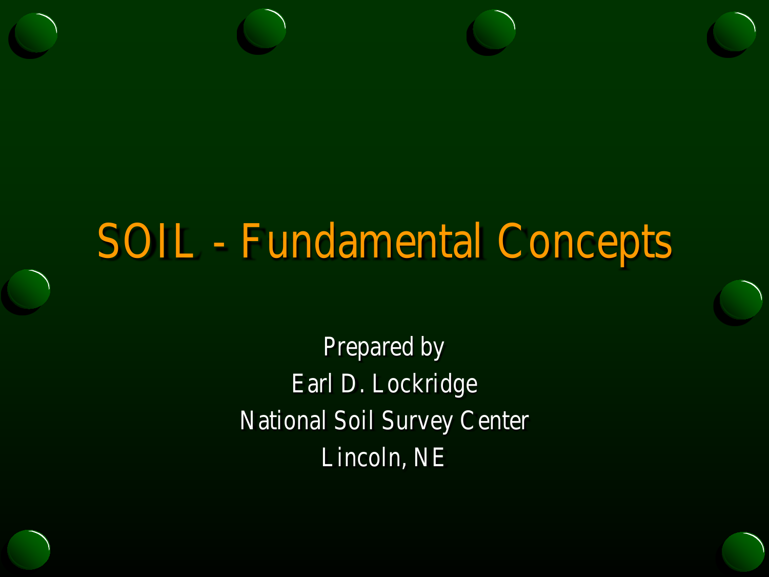# SOIL - Fundamental Concepts

Prepared by

Earl D. Lockridge

National Soil Survey Center

Lincoln, NE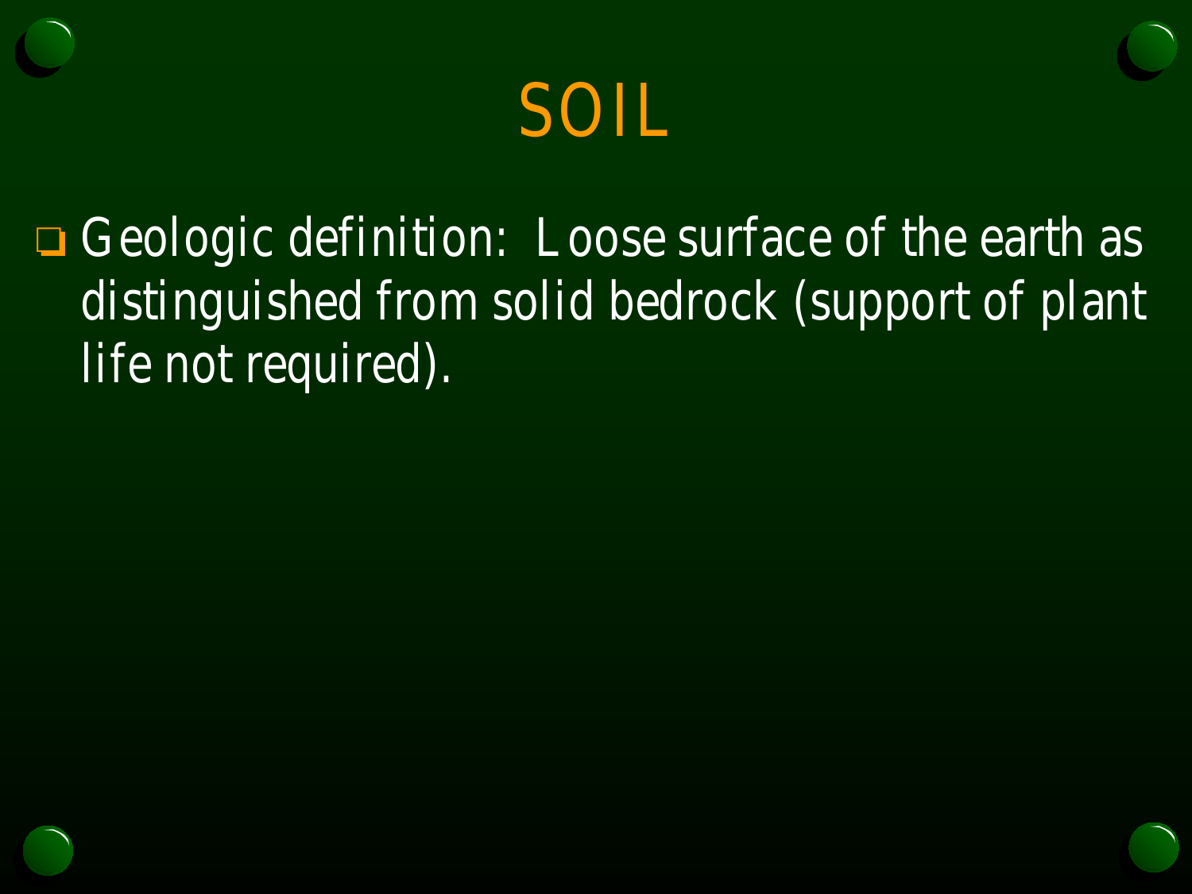# SOIL

- Geologic definition: Loose surface of the earth as distinguished from solid bedrock (support of plant life not required).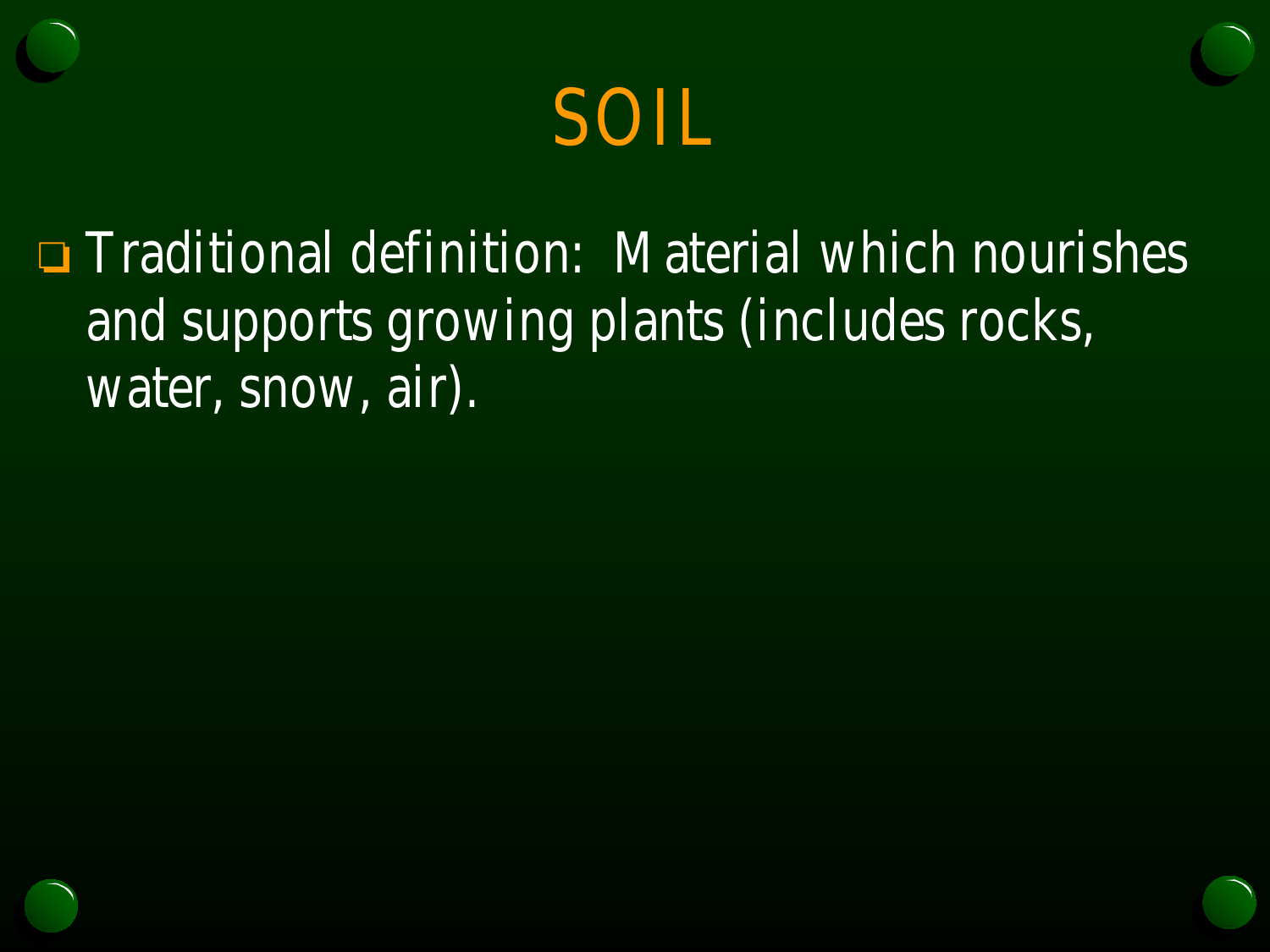# SOIL

- Traditional definition: Material which nourishes and supports growing plants (includes rocks, water, snow, air).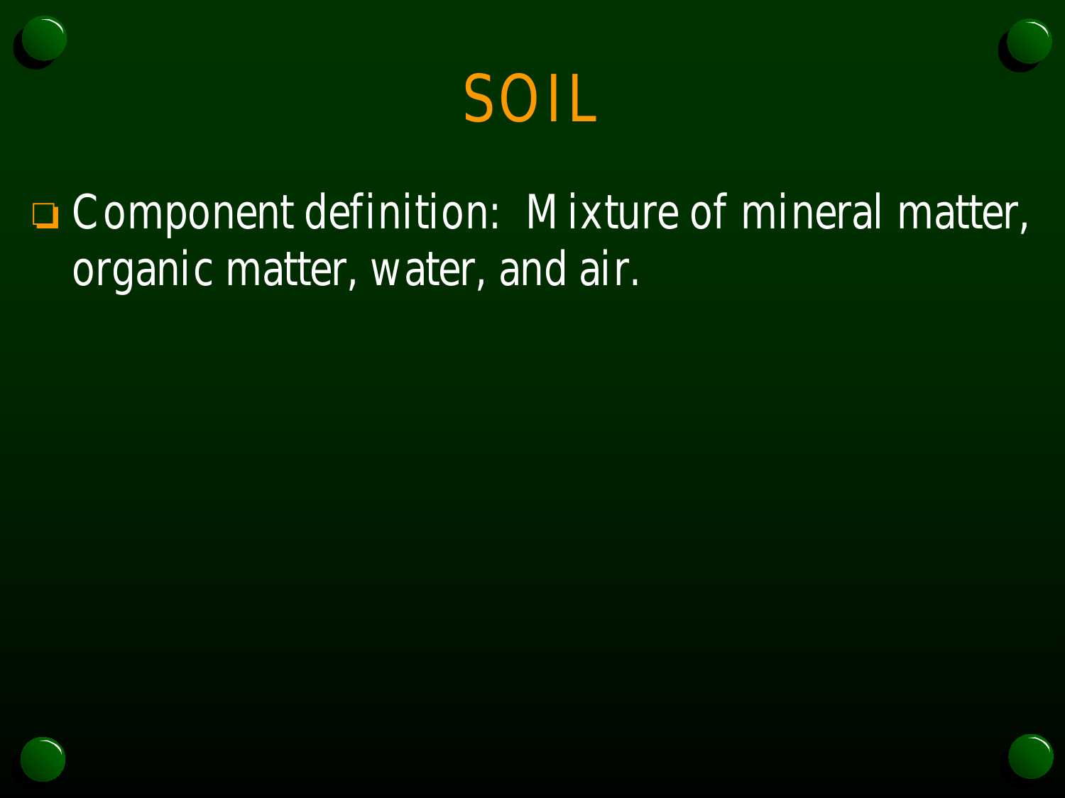# SOIL

- Component definition: Mixture of mineral matter, organic matter, water, and air.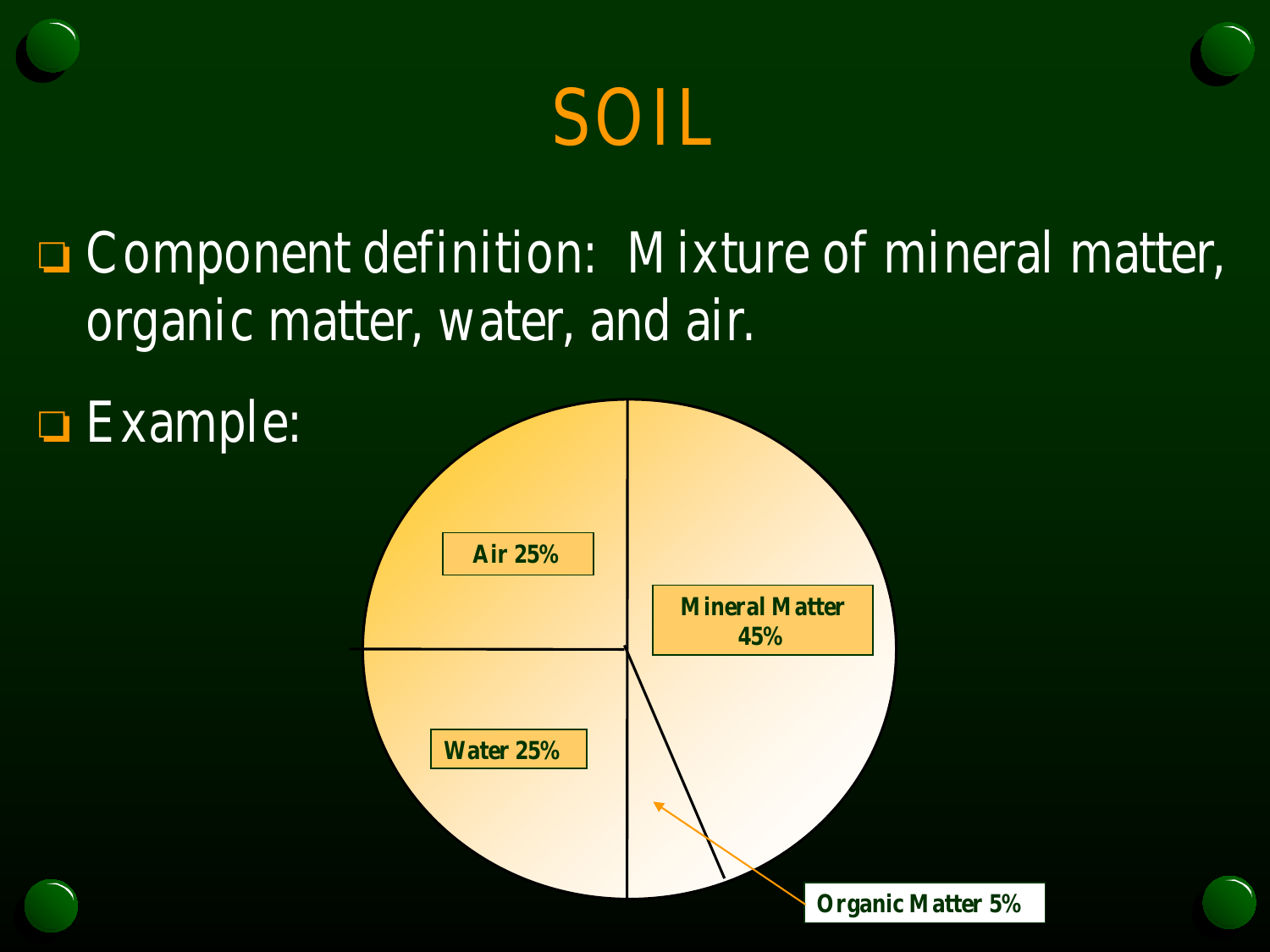# SOIL

- Component definition: Mixture of mineral matter, organic matter, water, and air.
- Example:

Air 25%

Mineral Matter 45%

Water 25%

Organic Matter 5%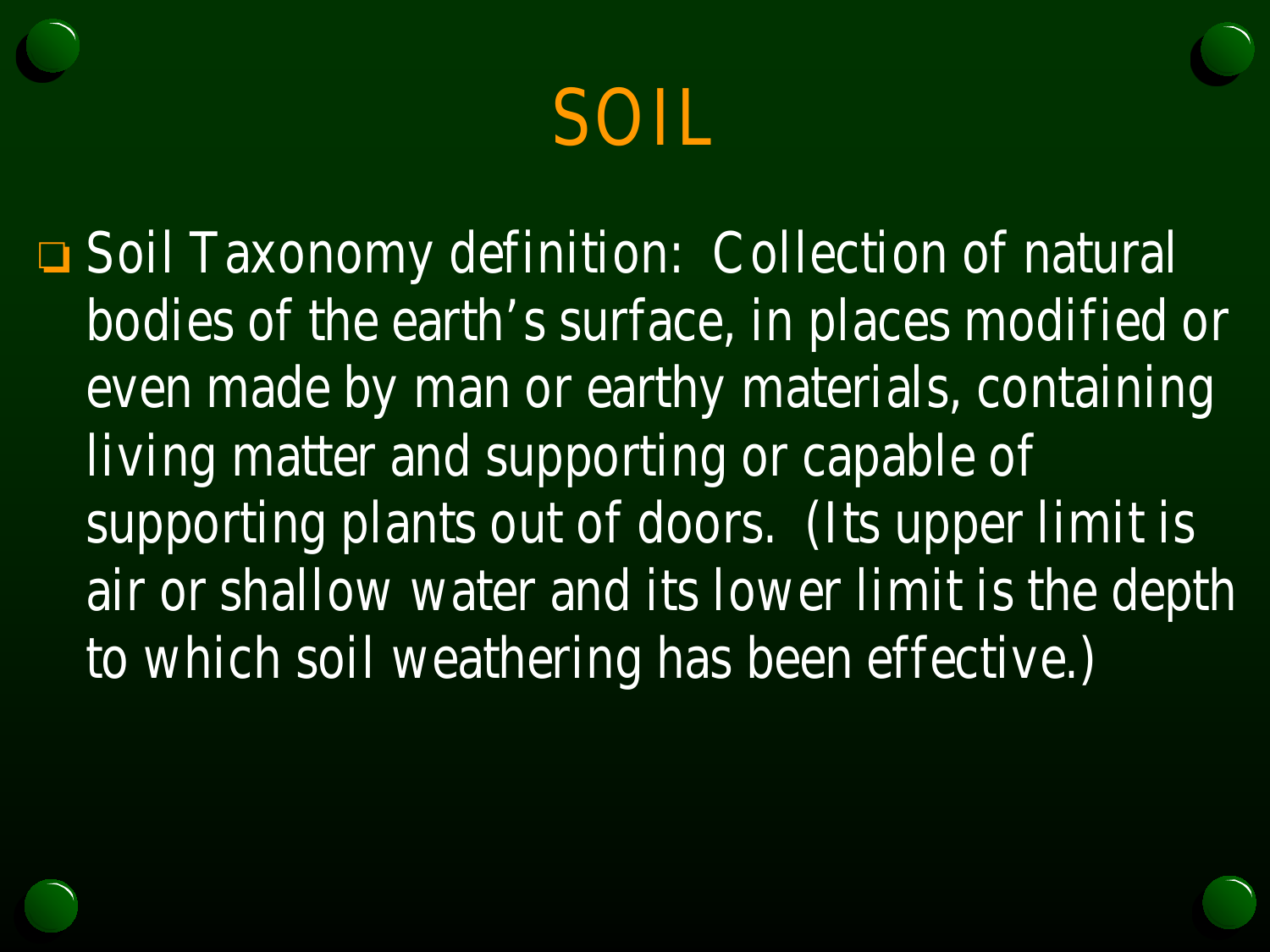# SOIL

- Soil Taxonomy definition: Collection of natural bodies of the earth's surface, in places modified or even made by man or earthy materials, containing living matter and supporting or capable of supporting plants out of doors. (Its upper limit is air or shallow water and its lower limit is the depth to which soil weathering has been effective.)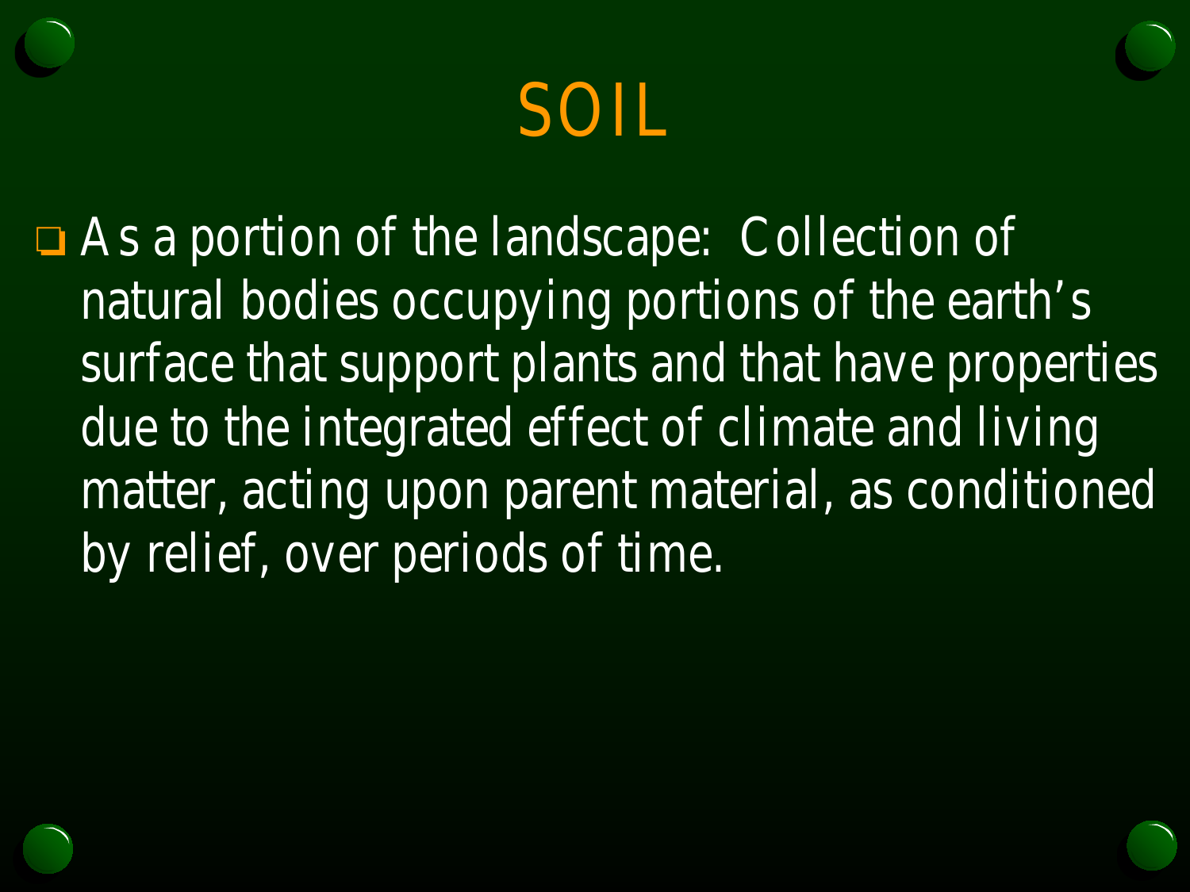# SOIL

- As a portion of the landscape: Collection of natural bodies occupying portions of the earth's surface that support plants and that have properties due to the integrated effect of climate and living matter, acting upon parent material, as conditioned by relief, over periods of time.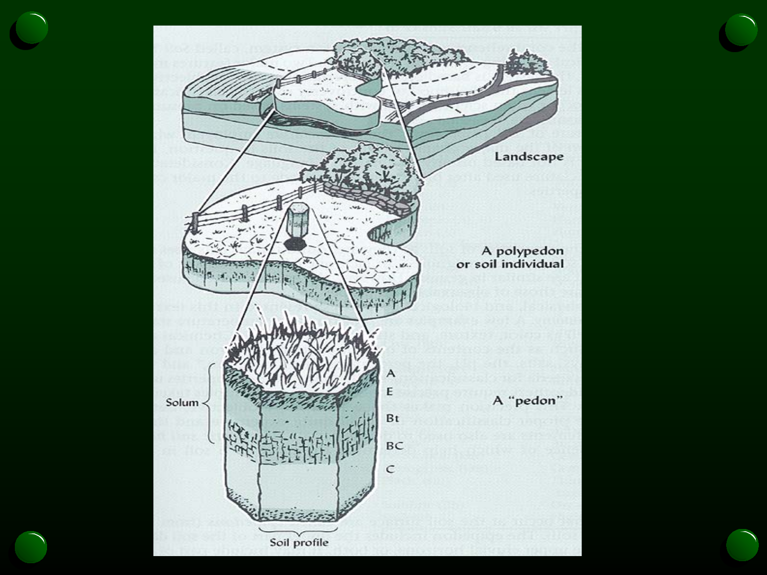Landscape

A polypedon or soil individual

A "pedon"

Solum

A

E

Bt

BC

C

Soil profile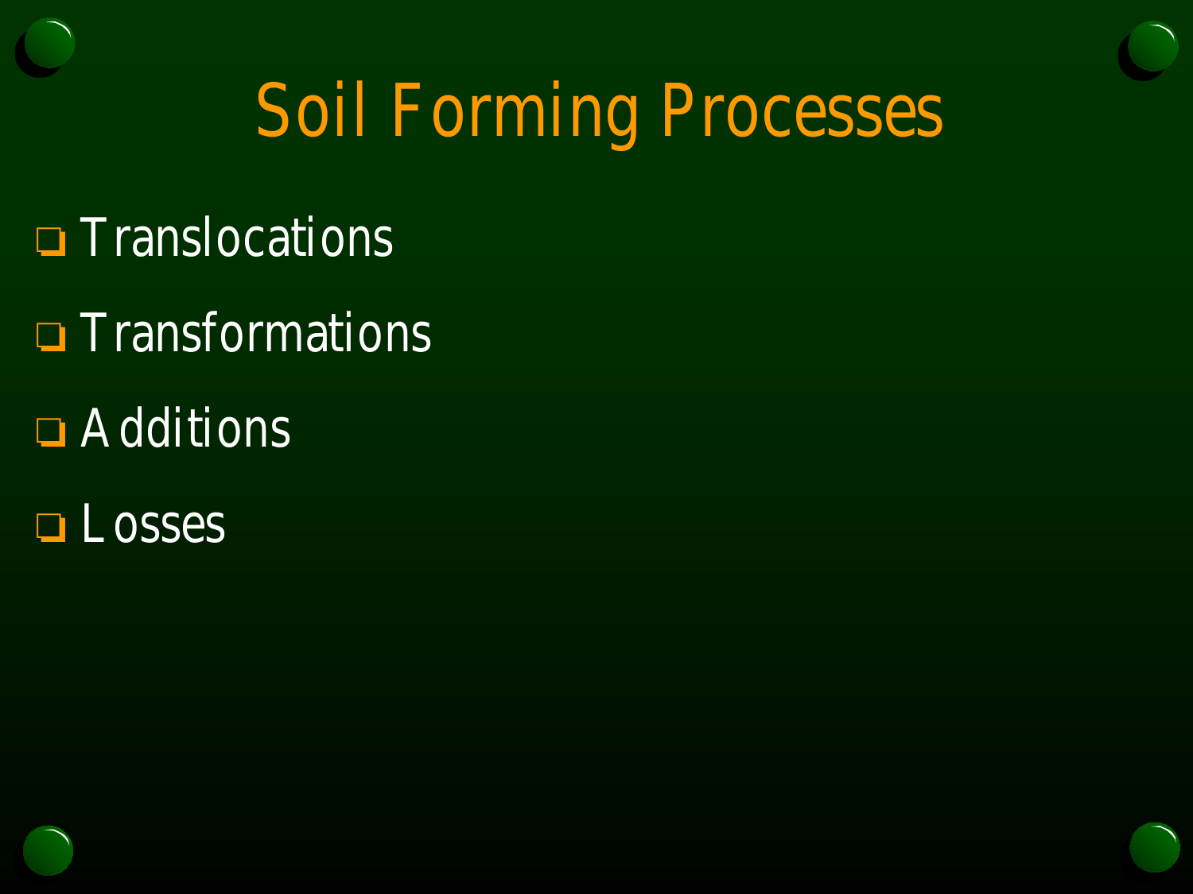# Soil Forming Processes

- Translocations
- Transformations
- Additions
- Losses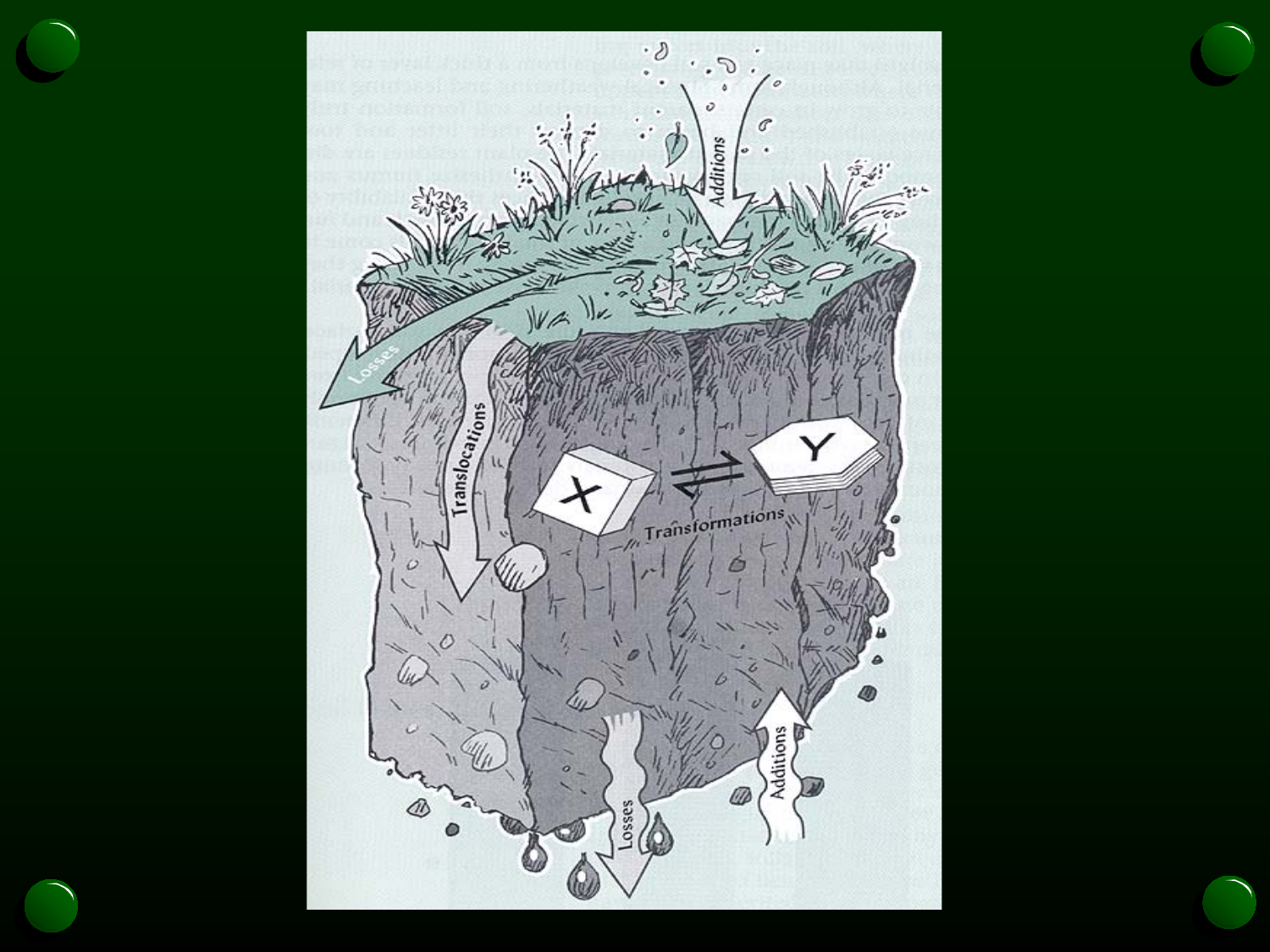Additions

Losses

Translocations

X ⇌ Y

Transformations

Losses

Additions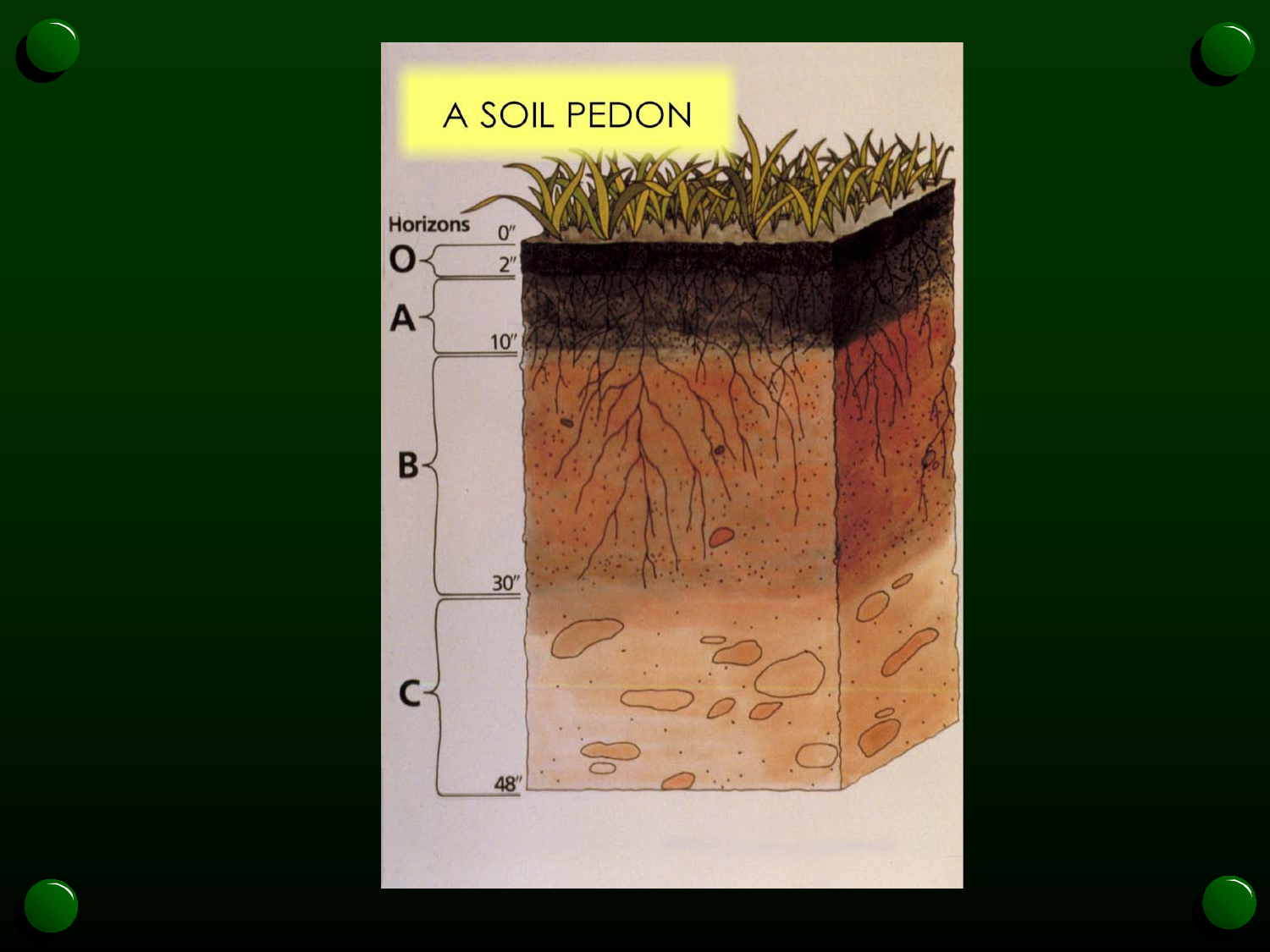# A SOIL PEDON

Horizons

| Horizon | Depth |
| --- | --- |
| O | 0"–2" |
| A | 2"–10" |
| B | 10"–30" |
| C | 30"–48" |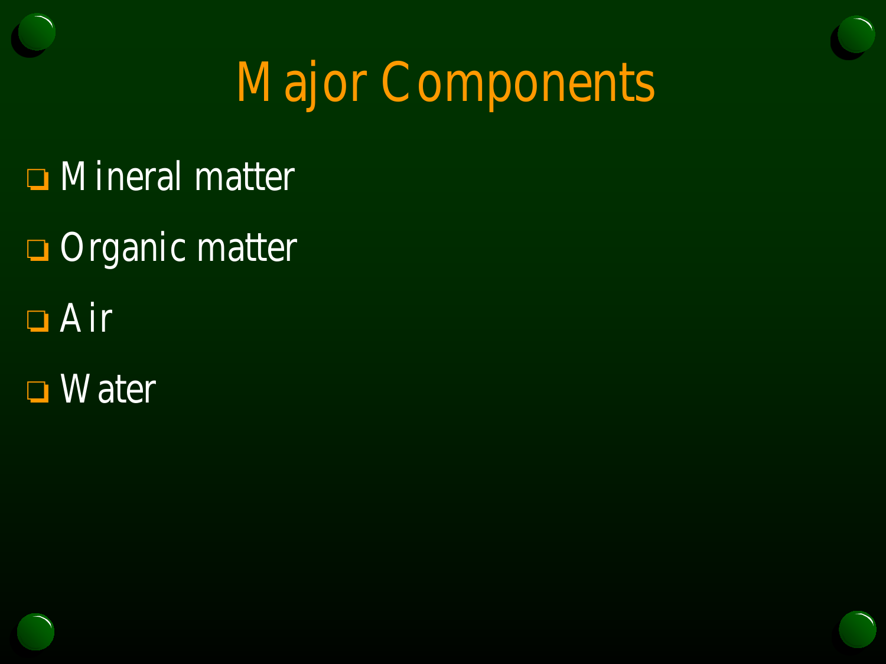# Major Components

- Mineral matter
- Organic matter
- Air
- Water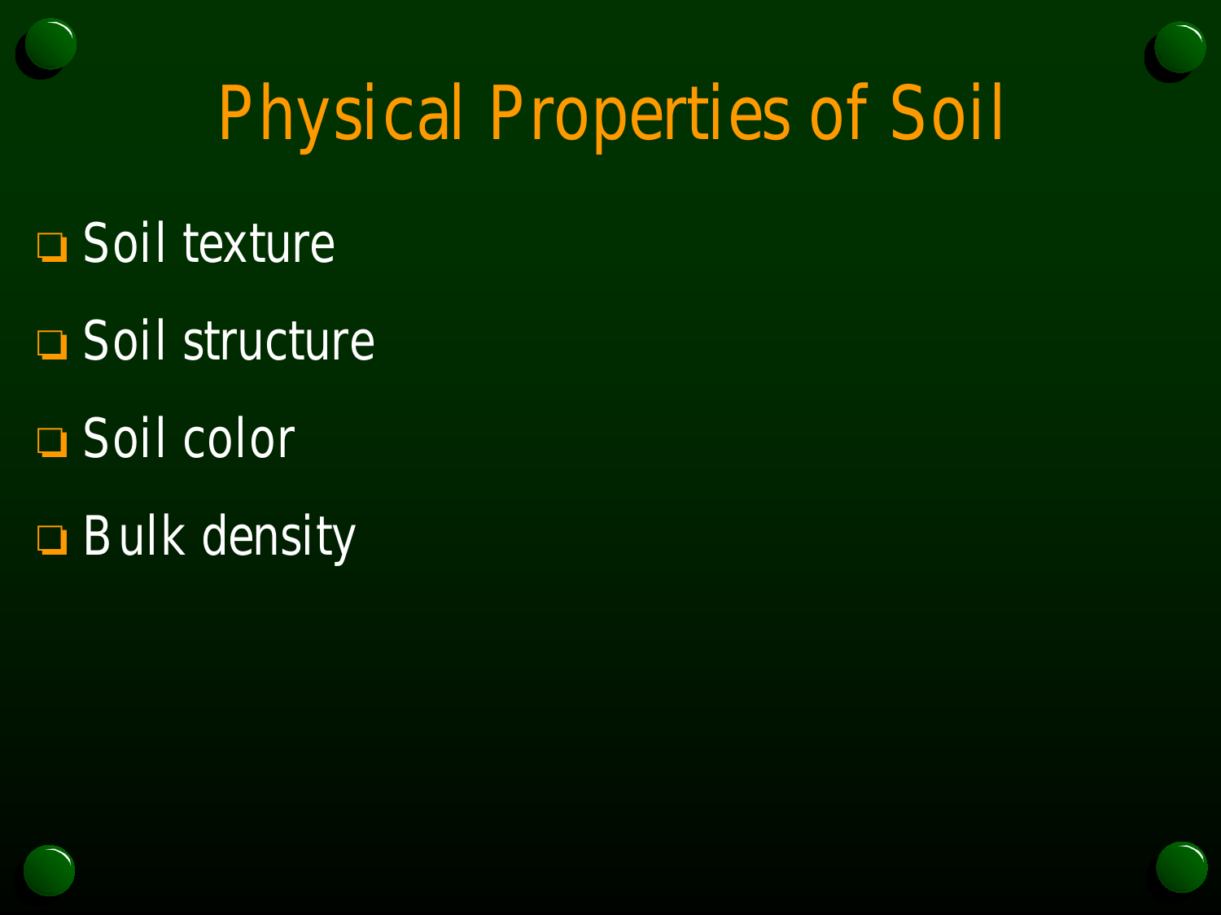# Physical Properties of Soil

- Soil texture
- Soil structure
- Soil color
- Bulk density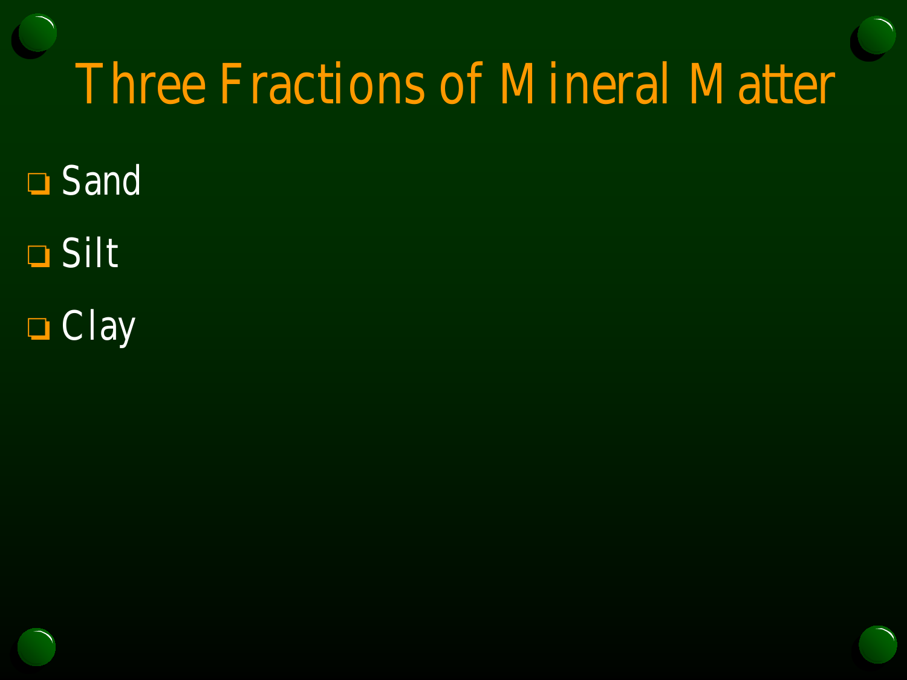# Three Fractions of Mineral Matter

- Sand
- Silt
- Clay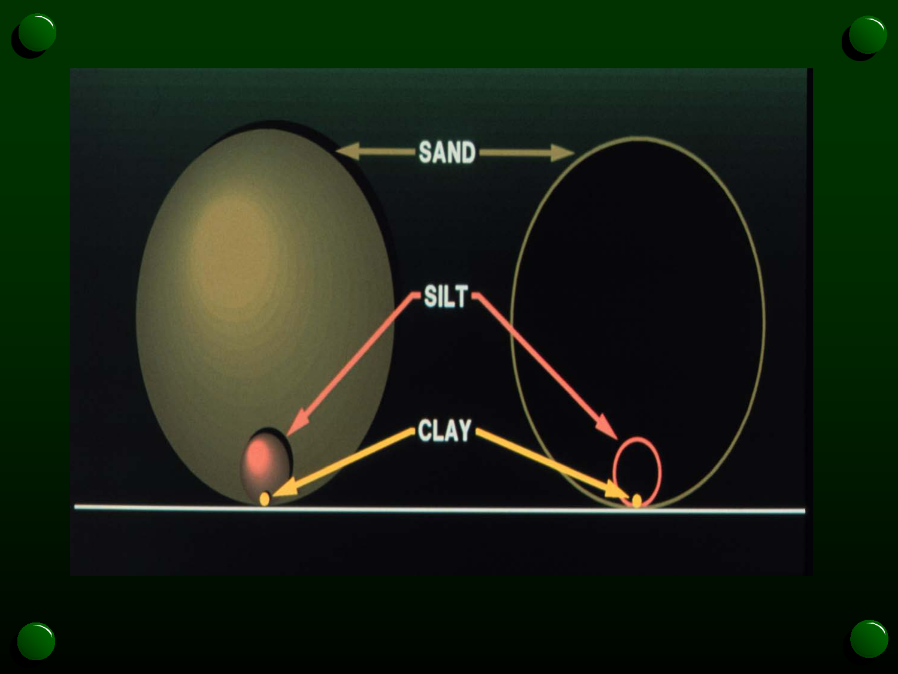SAND

SILT

CLAY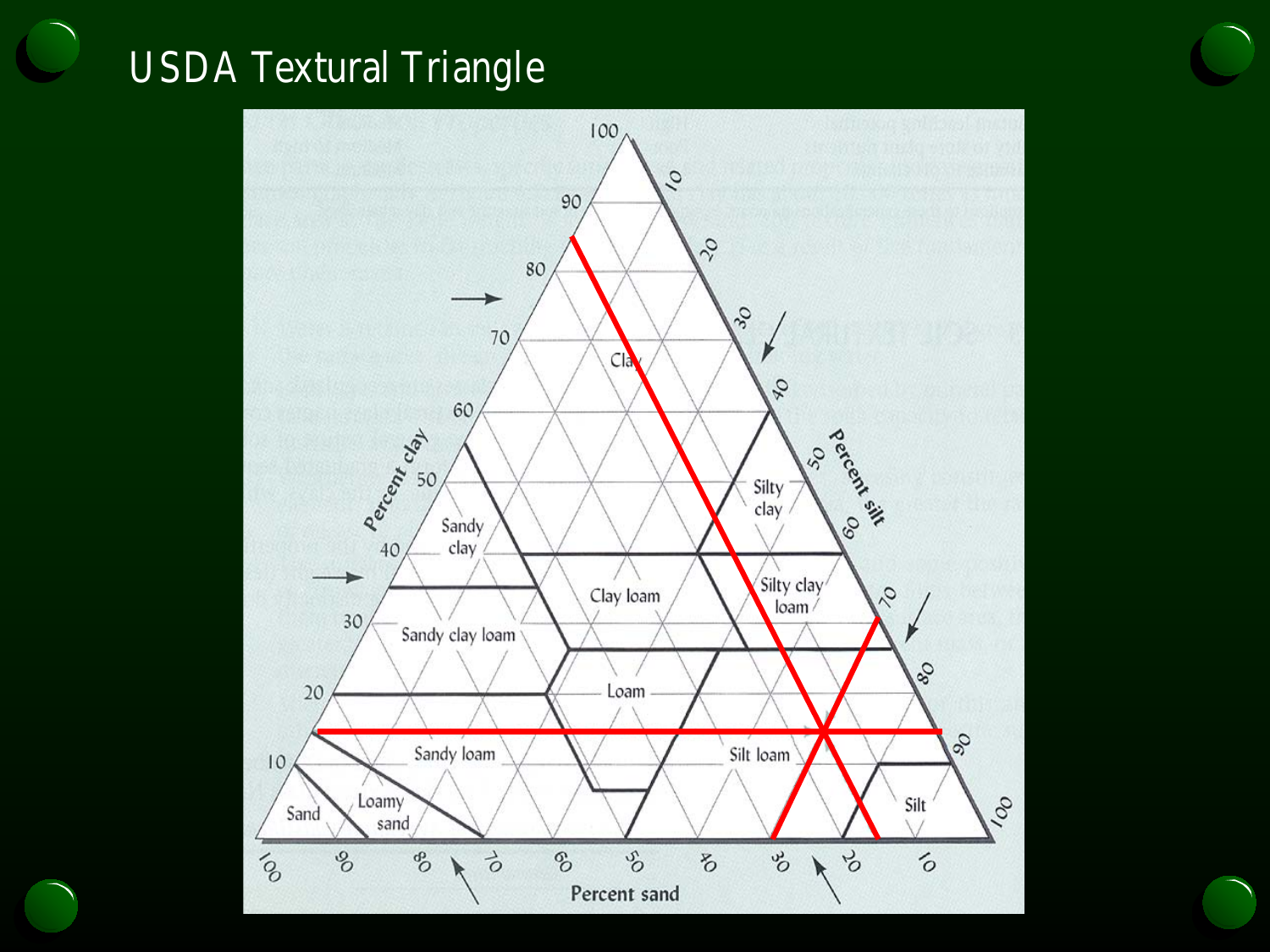# USDA Textural Triangle

Percent clay

Percent silt

Percent sand

Clay

Silty clay

Sandy clay

Silty clay loam

Clay loam

Sandy clay loam

Loam

Silt loam

Sandy loam

Loamy sand

Sand

Silt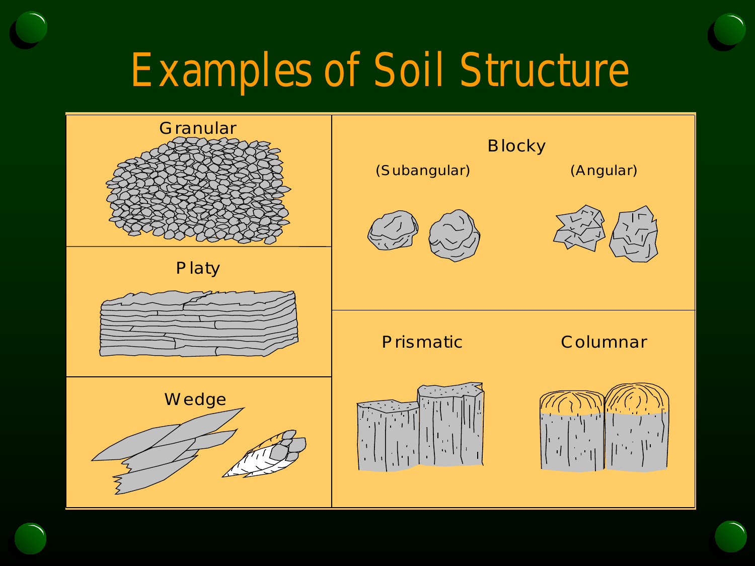# Examples of Soil Structure

Granular

Platy

Wedge

Blocky

(Subangular)

(Angular)

Prismatic

Columnar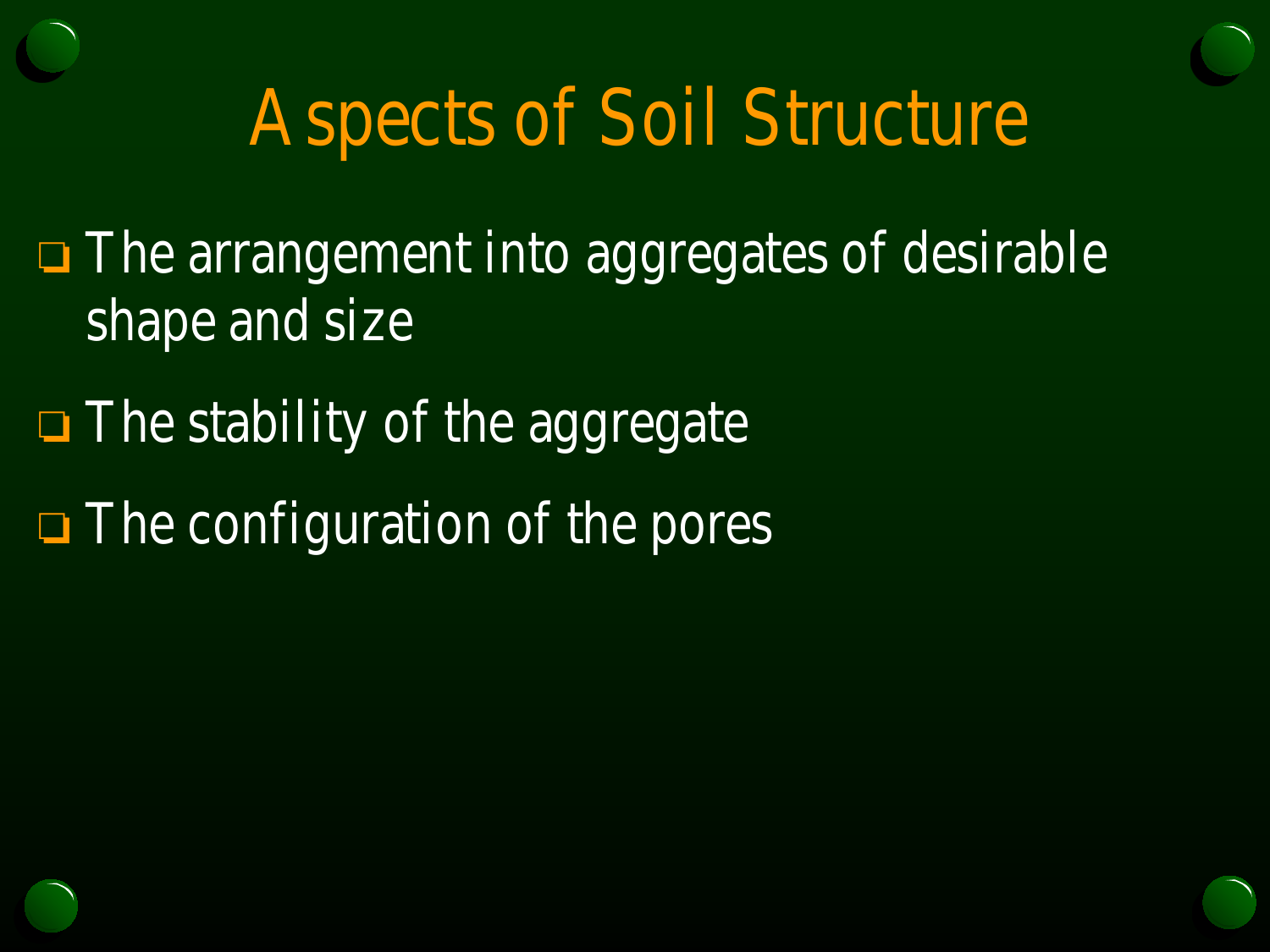# Aspects of Soil Structure

- The arrangement into aggregates of desirable shape and size
- The stability of the aggregate
- The configuration of the pores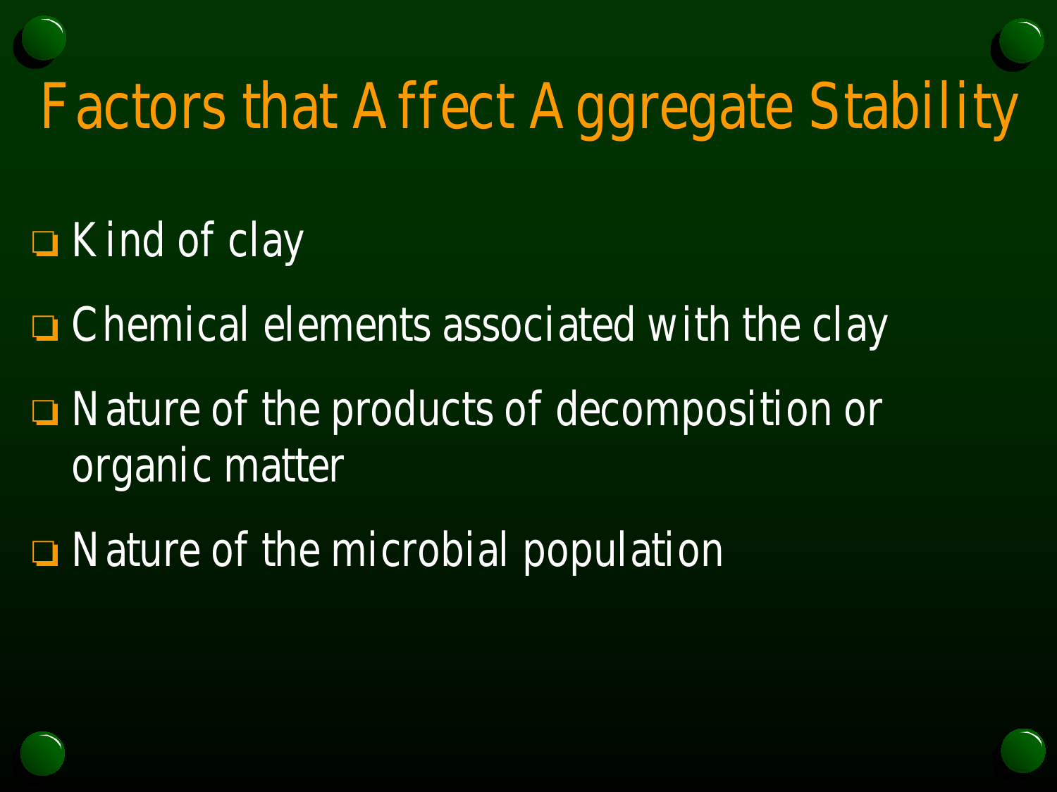# Factors that Affect Aggregate Stability

- Kind of clay
- Chemical elements associated with the clay
- Nature of the products of decomposition or organic matter
- Nature of the microbial population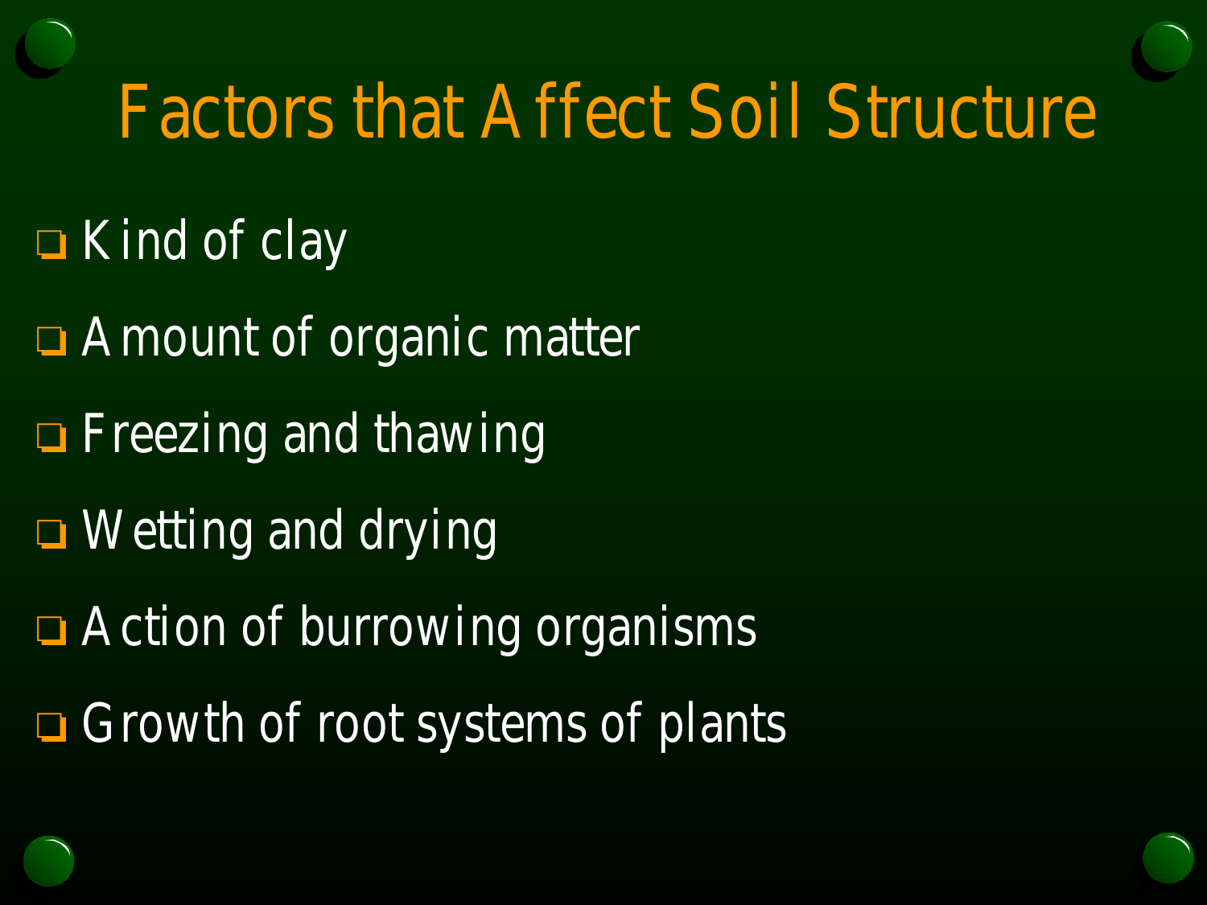# Factors that Affect Soil Structure

- Kind of clay
- Amount of organic matter
- Freezing and thawing
- Wetting and drying
- Action of burrowing organisms
- Growth of root systems of plants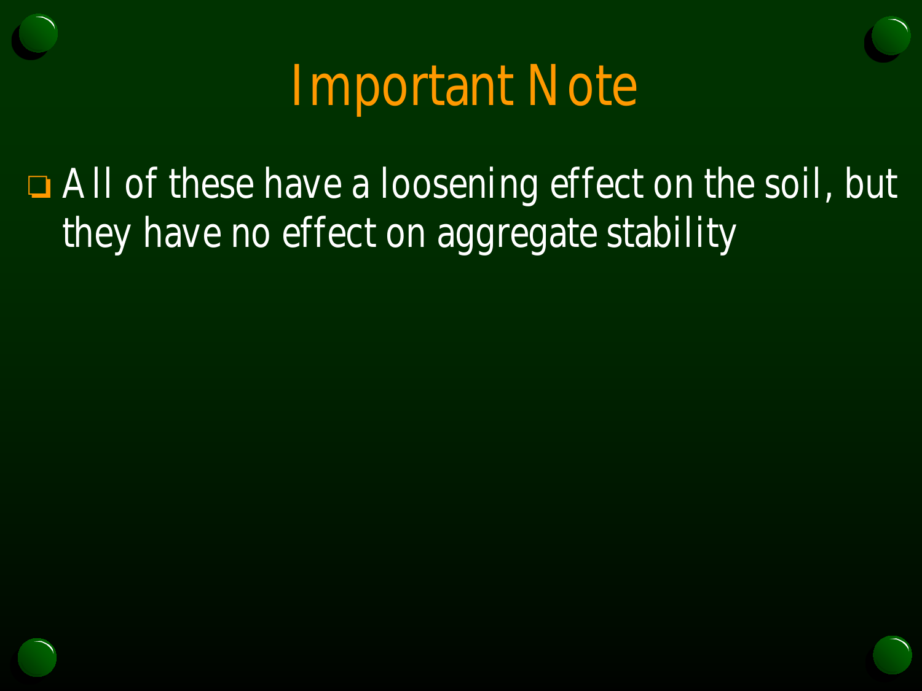# Important Note

- All of these have a loosening effect on the soil, but they have no effect on aggregate stability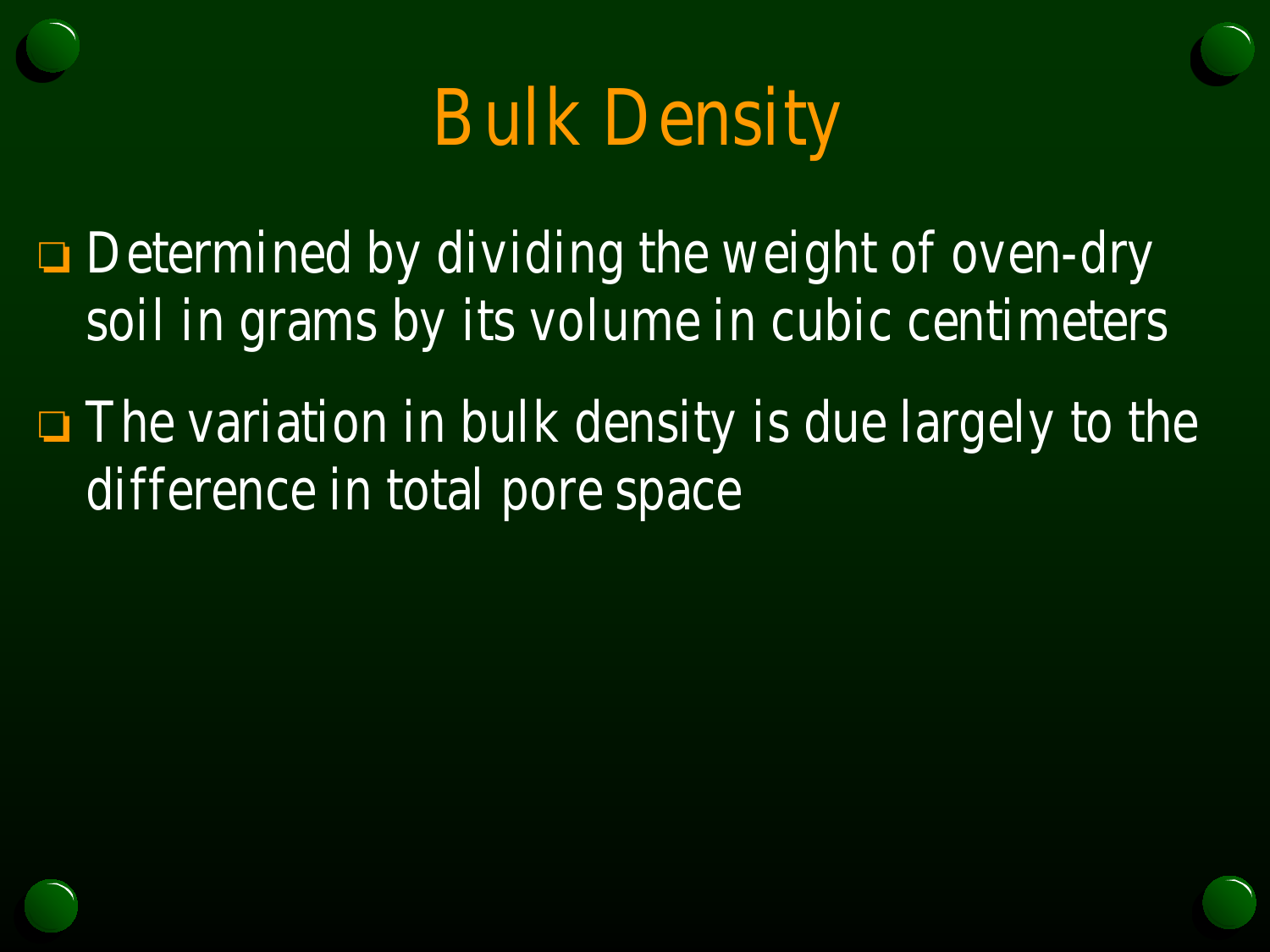# Bulk Density

- Determined by dividing the weight of oven-dry soil in grams by its volume in cubic centimeters
- The variation in bulk density is due largely to the difference in total pore space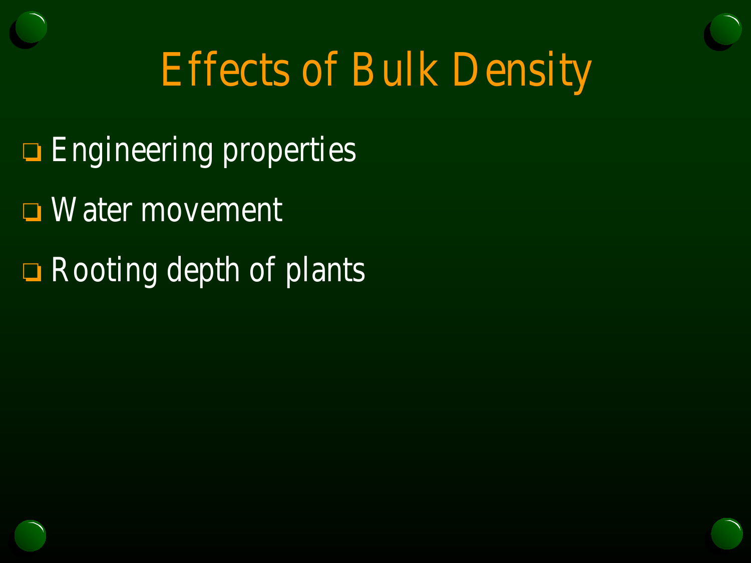# Effects of Bulk Density

- Engineering properties
- Water movement
- Rooting depth of plants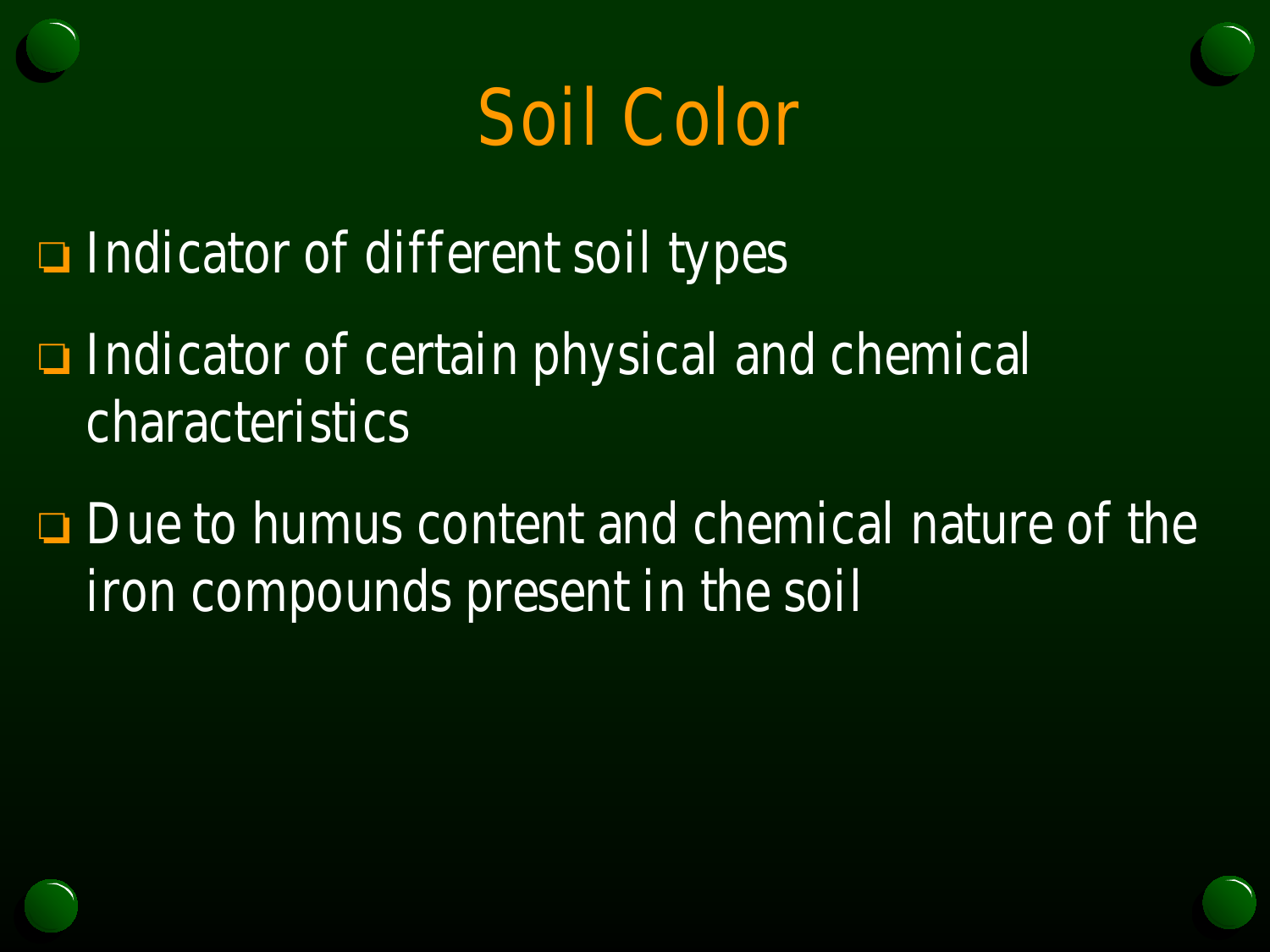# Soil Color

- Indicator of different soil types
- Indicator of certain physical and chemical characteristics
- Due to humus content and chemical nature of the iron compounds present in the soil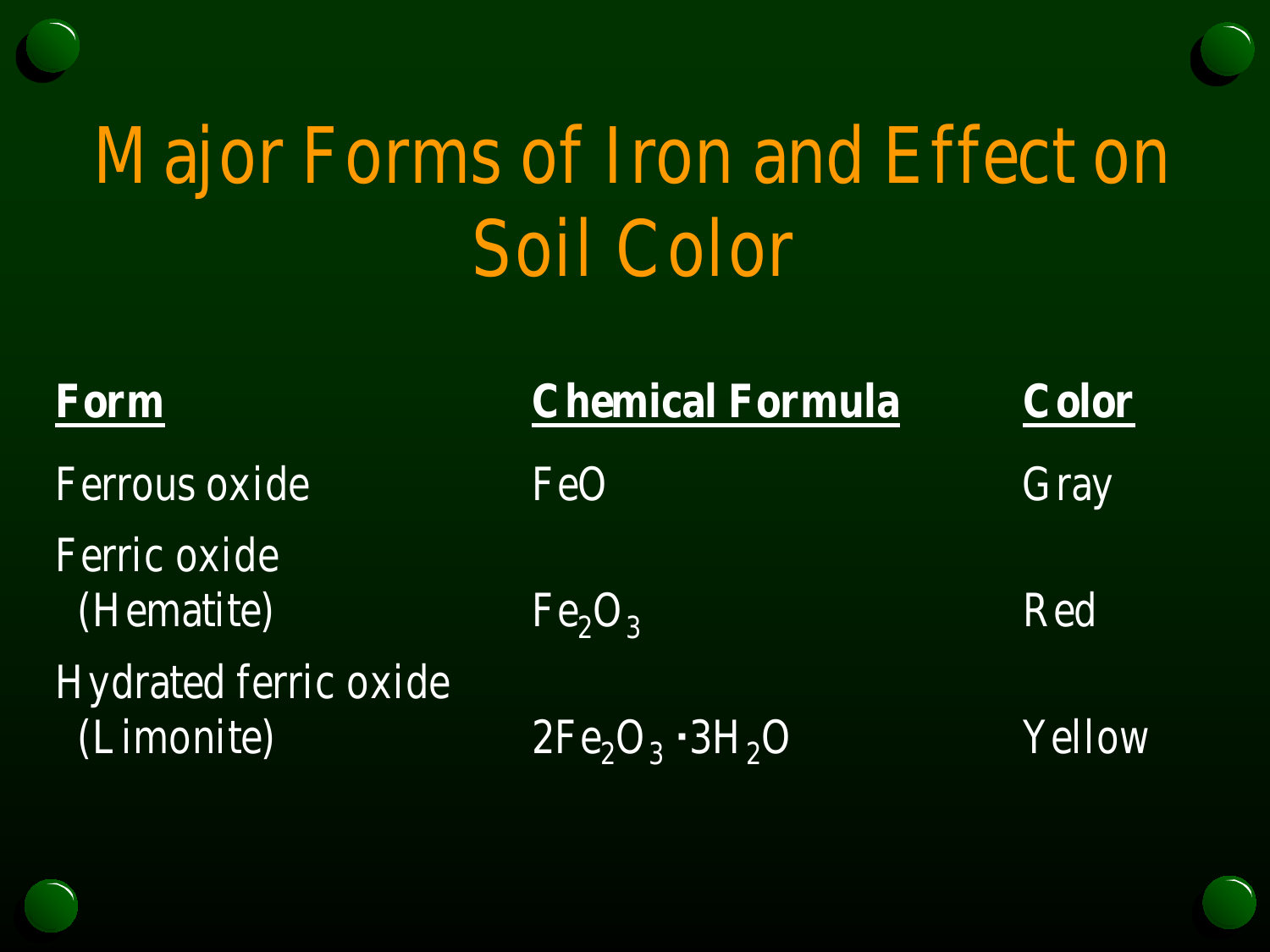# Major Forms of Iron and Effect on Soil Color

| Form | Chemical Formula | Color |
|---|---|---|
| Ferrous oxide | $FeO$ | Gray |
| Ferric oxide (Hematite) | $Fe_2O_3$ | Red |
| Hydrated ferric oxide (Limonite) | $2Fe_2O_3 \cdot 3H_2O$ | Yellow |